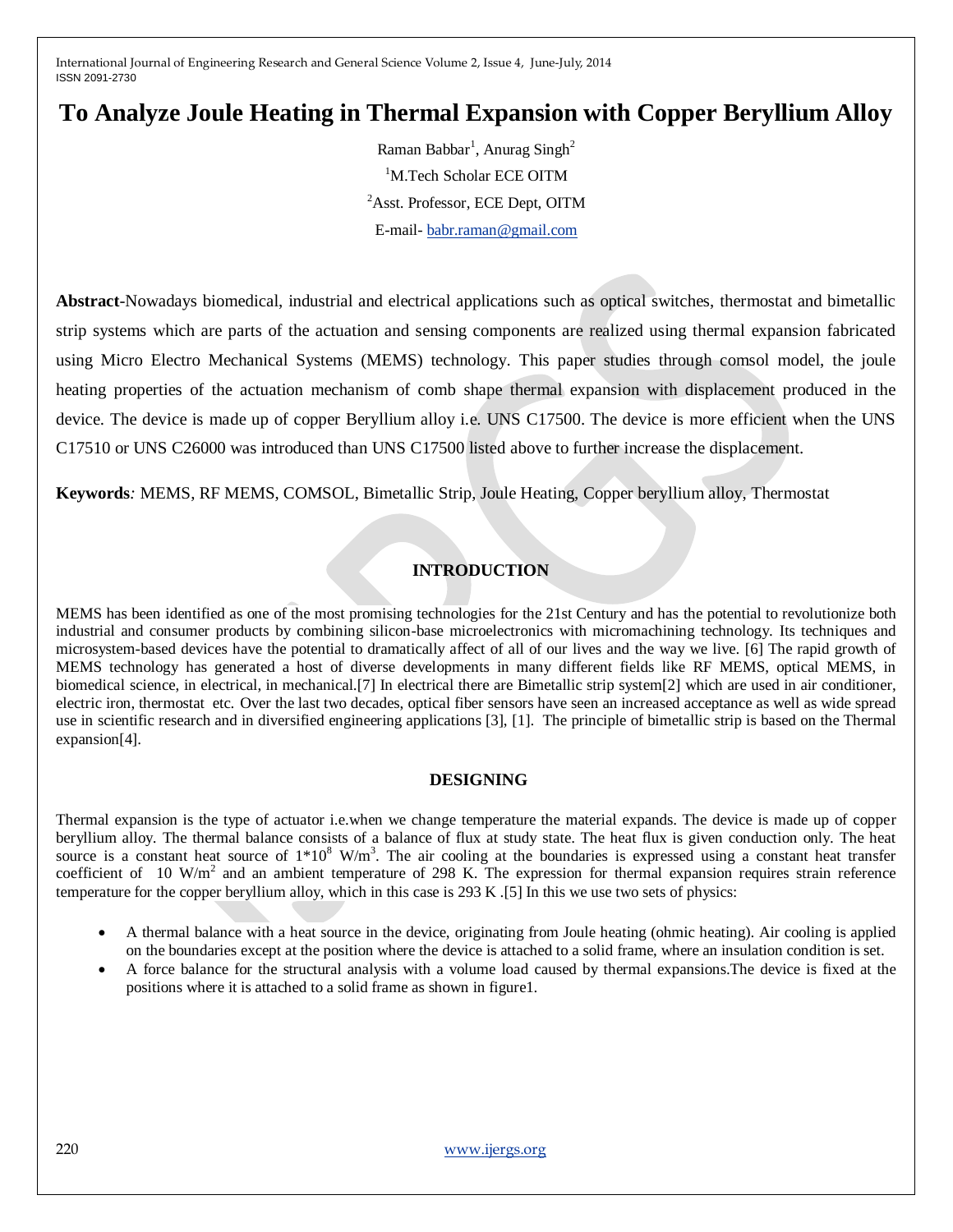# To Analyze Joule Heating in Thermal Expansion with Copper Beryllium Alloy

Raman Babbar[1], Anurag Singh[2]

[1]M.Tech Scholar ECE OITM

[2]Asst. Professor, ECE Dept, OITM

E-mail- babr.raman@gmail.com

**Abstract**-Nowadays biomedical, industrial and electrical applications such as optical switches, thermostat and bimetallic strip systems which are parts of the actuation and sensing components are realized using thermal expansion fabricated using Micro Electro Mechanical Systems (MEMS) technology. This paper studies through comsol model, the joule heating properties of the actuation mechanism of comb shape thermal expansion with displacement produced in the device. The device is made up of copper Beryllium alloy i.e. UNS C17500. The device is more efficient when the UNS C17510 or UNS C26000 was introduced than UNS C17500 listed above to further increase the displacement.

**Keywords***:* MEMS, RF MEMS, COMSOL, Bimetallic Strip, Joule Heating, Copper beryllium alloy, Thermostat

## INTRODUCTION

MEMS has been identified as one of the most promising technologies for the 21st Century and has the potential to revolutionize both industrial and consumer products by combining silicon-base microelectronics with micromachining technology. Its techniques and microsystem-based devices have the potential to dramatically affect of all of our lives and the way we live. [6] The rapid growth of MEMS technology has generated a host of diverse developments in many different fields like RF MEMS, optical MEMS, in biomedical science, in electrical, in mechanical.[7] In electrical there are Bimetallic strip system[2] which are used in air conditioner, electric iron, thermostat etc. Over the last two decades, optical fiber sensors have seen an increased acceptance as well as wide spread use in scientific research and in diversified engineering applications [3], [1]. The principle of bimetallic strip is based on the Thermal expansion[4].

## DESIGNING

Thermal expansion is the type of actuator i.e.when we change temperature the material expands. The device is made up of copper beryllium alloy. The thermal balance consists of a balance of flux at study state. The heat flux is given conduction only. The heat source is a constant heat source of $1*10^8$ W/m$^3$. The air cooling at the boundaries is expressed using a constant heat transfer coefficient of 10 W/m$^2$ and an ambient temperature of 298 K. The expression for thermal expansion requires strain reference temperature for the copper beryllium alloy, which in this case is 293 K .[5] In this we use two sets of physics:

- A thermal balance with a heat source in the device, originating from Joule heating (ohmic heating). Air cooling is applied on the boundaries except at the position where the device is attached to a solid frame, where an insulation condition is set.
- A force balance for the structural analysis with a volume load caused by thermal expansions.The device is fixed at the positions where it is attached to a solid frame as shown in figure1.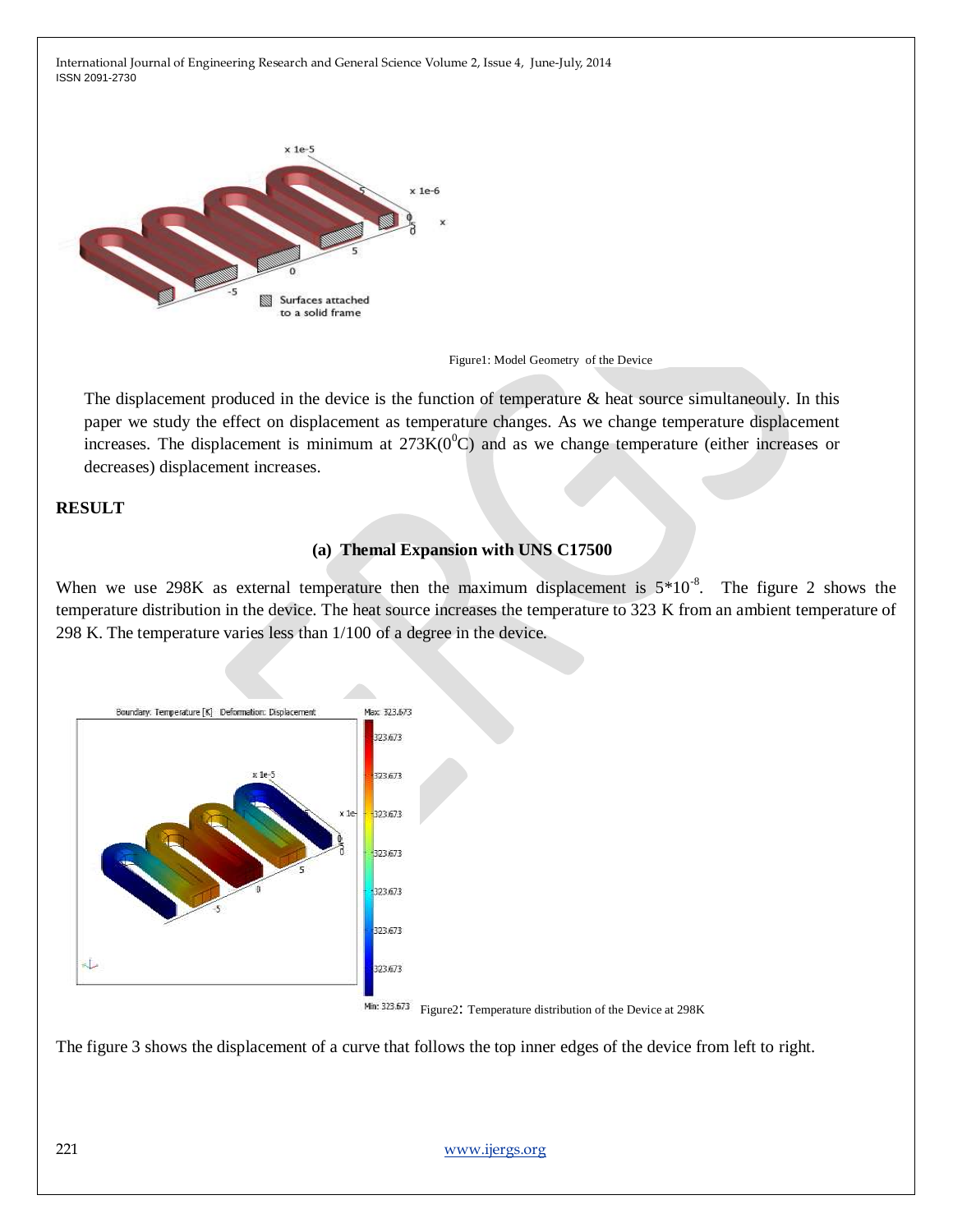Figure1: Model Geometry of the Device

The displacement produced in the device is the function of temperature & heat source simultaneouly. In this paper we study the effect on displacement as temperature changes. As we change temperature displacement increases. The displacement is minimum at 273K($0^0$C) and as we change temperature (either increases or decreases) displacement increases.

## RESULT

### (a) Themal Expansion with UNS C17500

When we use 298K as external temperature then the maximum displacement is $5*10^{-8}$. The figure 2 shows the temperature distribution in the device. The heat source increases the temperature to 323 K from an ambient temperature of 298 K. The temperature varies less than 1/100 of a degree in the device.

Figure2: Temperature distribution of the Device at 298K

The figure 3 shows the displacement of a curve that follows the top inner edges of the device from left to right.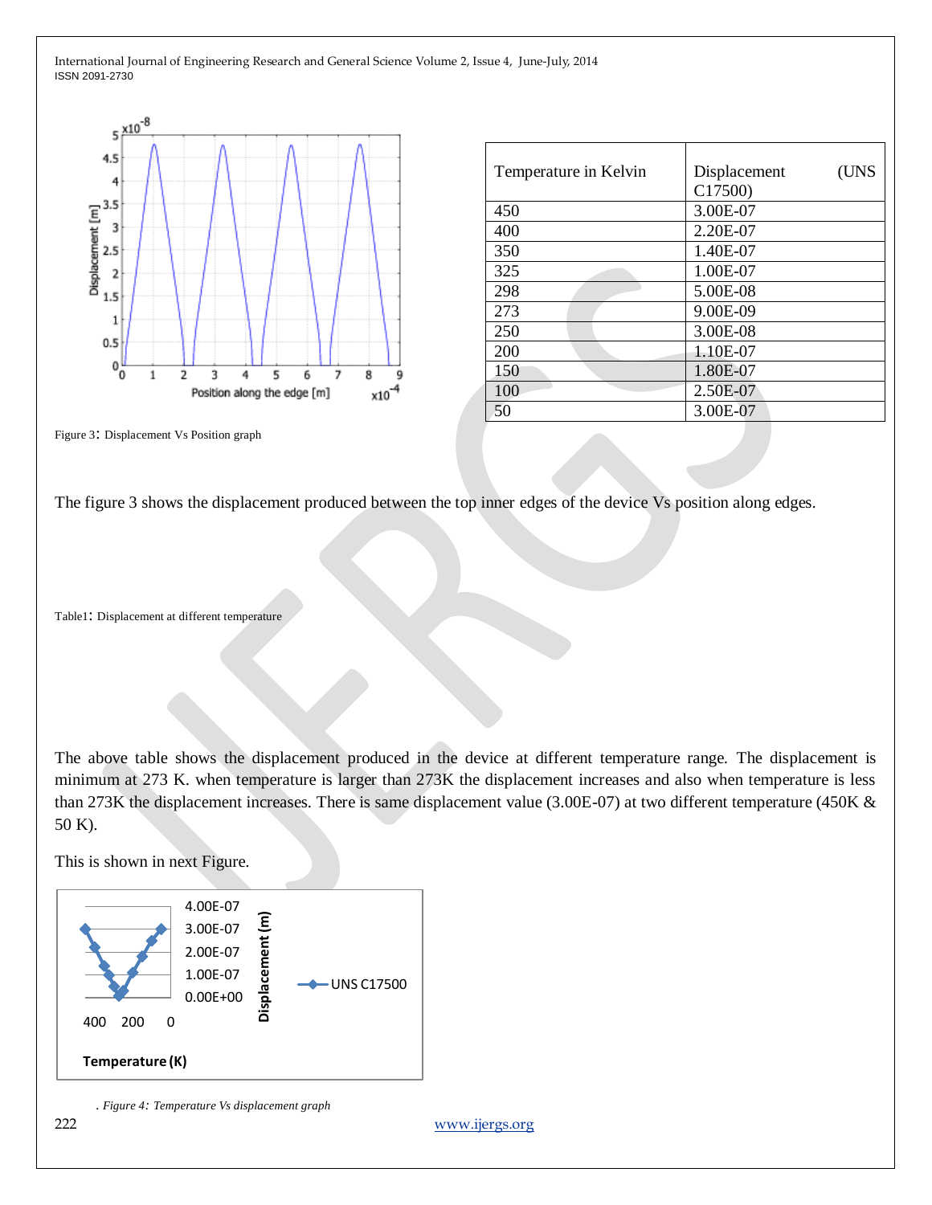Figure 3: Displacement Vs Position graph

| Temperature in Kelvin | Displacement (UNS C17500) |
|---|---|
| 450 | 3.00E-07 |
| 400 | 2.20E-07 |
| 350 | 1.40E-07 |
| 325 | 1.00E-07 |
| 298 | 5.00E-08 |
| 273 | 9.00E-09 |
| 250 | 3.00E-08 |
| 200 | 1.10E-07 |
| 150 | 1.80E-07 |
| 100 | 2.50E-07 |
| 50 | 3.00E-07 |

The figure 3 shows the displacement produced between the top inner edges of the device Vs position along edges.

Table1: Displacement at different temperature

The above table shows the displacement produced in the device at different temperature range. The displacement is minimum at 273 K. when temperature is larger than 273K the displacement increases and also when temperature is less than 273K the displacement increases. There is same displacement value (3.00E-07) at two different temperature (450K & 50 K).

This is shown in next Figure.

*. Figure 4: Temperature Vs displacement graph*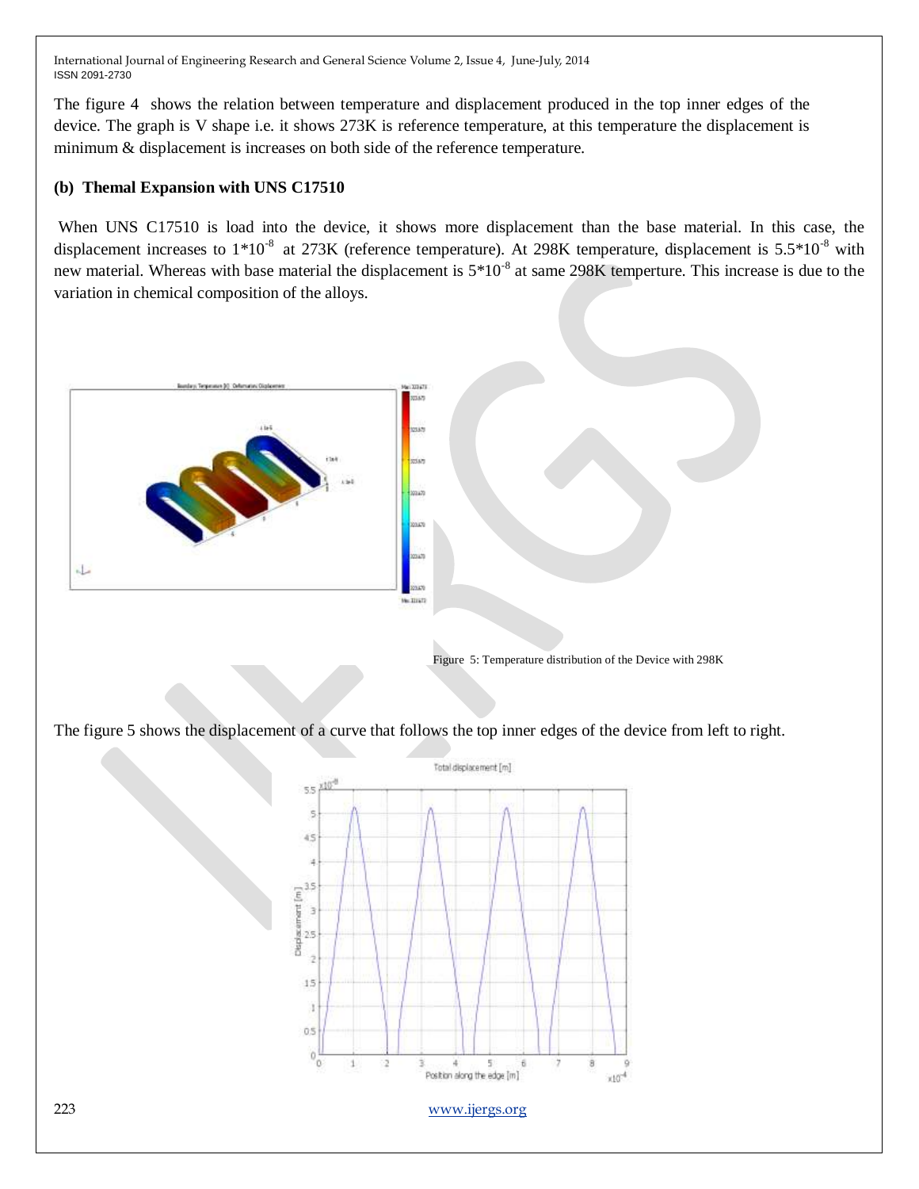The figure 4 shows the relation between temperature and displacement produced in the top inner edges of the device. The graph is V shape i.e. it shows 273K is reference temperature, at this temperature the displacement is minimum & displacement is increases on both side of the reference temperature.

**(b) Themal Expansion with UNS C17510**

When UNS C17510 is load into the device, it shows more displacement than the base material. In this case, the displacement increases to $1*10^{-8}$ at 273K (reference temperature). At 298K temperature, displacement is $5.5*10^{-8}$ with new material. Whereas with base material the displacement is $5*10^{-8}$ at same 298K temperture. This increase is due to the variation in chemical composition of the alloys.

Figure 5: Temperature distribution of the Device with 298K

The figure 5 shows the displacement of a curve that follows the top inner edges of the device from left to right.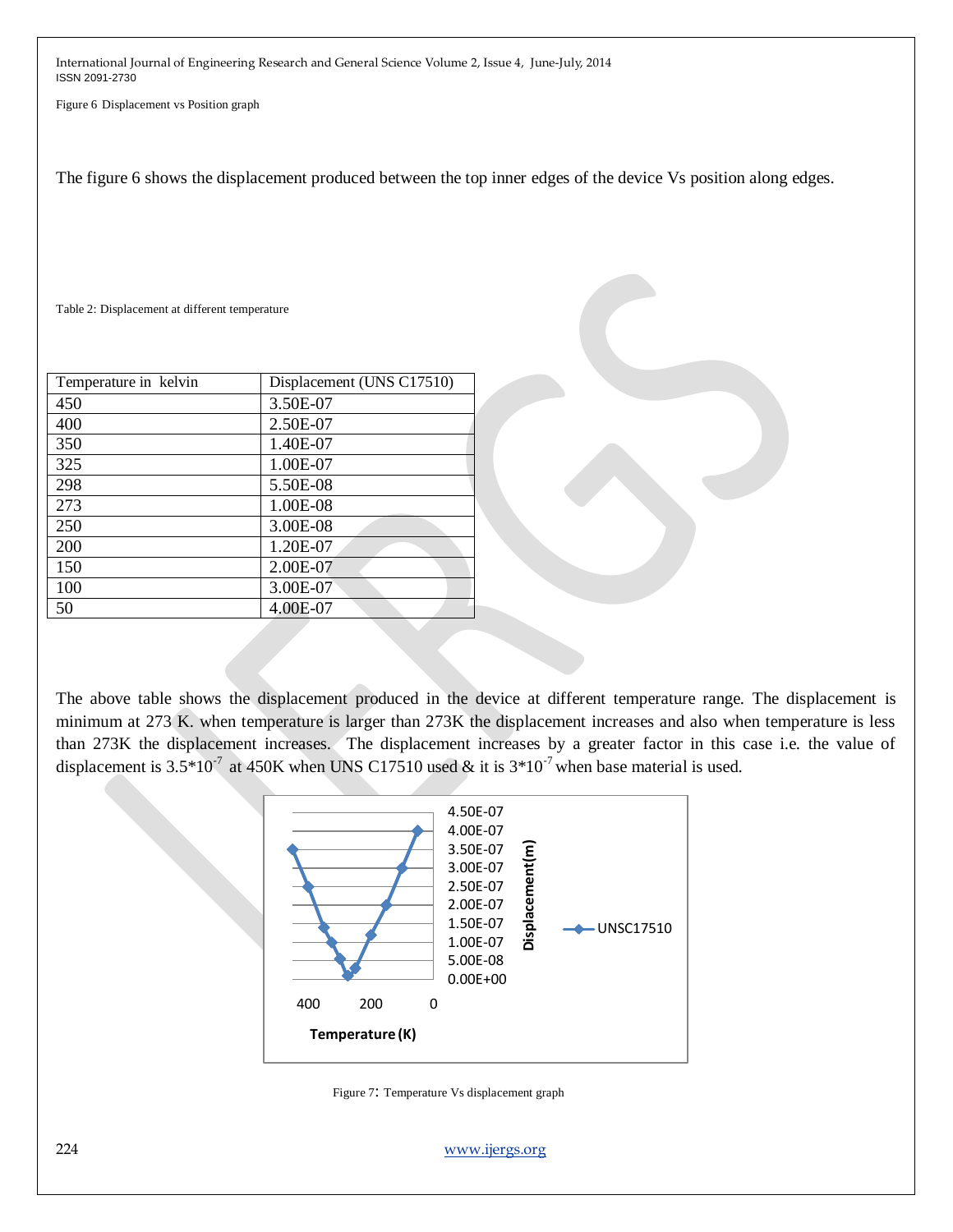Figure 6 Displacement vs Position graph

The figure 6 shows the displacement produced between the top inner edges of the device Vs position along edges.

Table 2: Displacement at different temperature

| Temperature in kelvin | Displacement (UNS C17510) |
|---|---|
| 450 | 3.50E-07 |
| 400 | 2.50E-07 |
| 350 | 1.40E-07 |
| 325 | 1.00E-07 |
| 298 | 5.50E-08 |
| 273 | 1.00E-08 |
| 250 | 3.00E-08 |
| 200 | 1.20E-07 |
| 150 | 2.00E-07 |
| 100 | 3.00E-07 |
| 50 | 4.00E-07 |

The above table shows the displacement produced in the device at different temperature range. The displacement is minimum at 273 K. when temperature is larger than 273K the displacement increases and also when temperature is less than 273K the displacement increases. The displacement increases by a greater factor in this case i.e. the value of displacement is $3.5*10^{-7}$ at 450K when UNS C17510 used & it is $3*10^{-7}$ when base material is used.

Figure 7: Temperature Vs displacement graph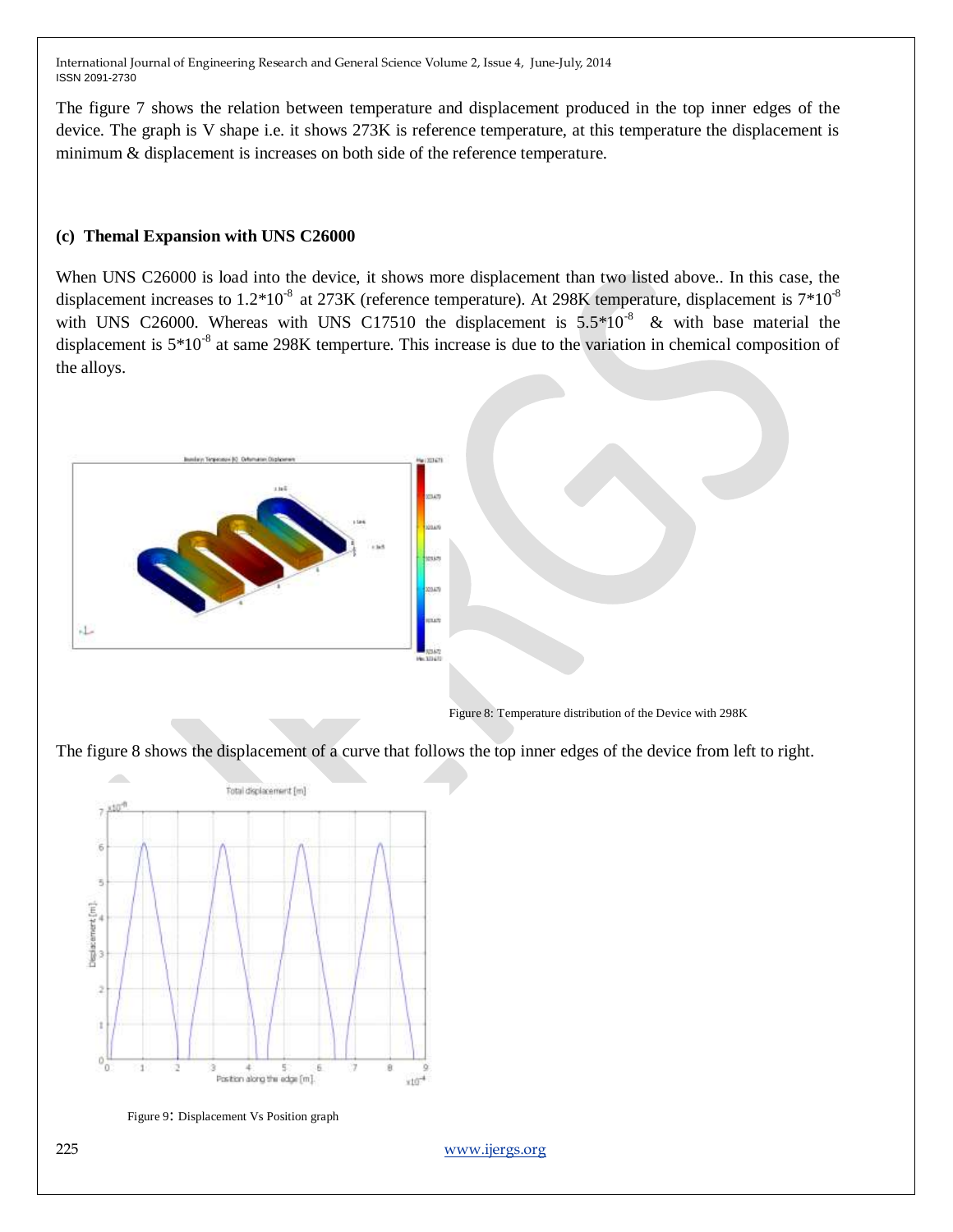The figure 7 shows the relation between temperature and displacement produced in the top inner edges of the device. The graph is V shape i.e. it shows 273K is reference temperature, at this temperature the displacement is minimum & displacement is increases on both side of the reference temperature.

### (c) Themal Expansion with UNS C26000

When UNS C26000 is load into the device, it shows more displacement than two listed above.. In this case, the displacement increases to $1.2*10^{-8}$ at 273K (reference temperature). At 298K temperature, displacement is $7*10^{-8}$ with UNS C26000. Whereas with UNS C17510 the displacement is $5.5*10^{-8}$ & with base material the displacement is $5*10^{-8}$ at same 298K temperture. This increase is due to the variation in chemical composition of the alloys.

Figure 8: Temperature distribution of the Device with 298K

The figure 8 shows the displacement of a curve that follows the top inner edges of the device from left to right.

Figure 9: Displacement Vs Position graph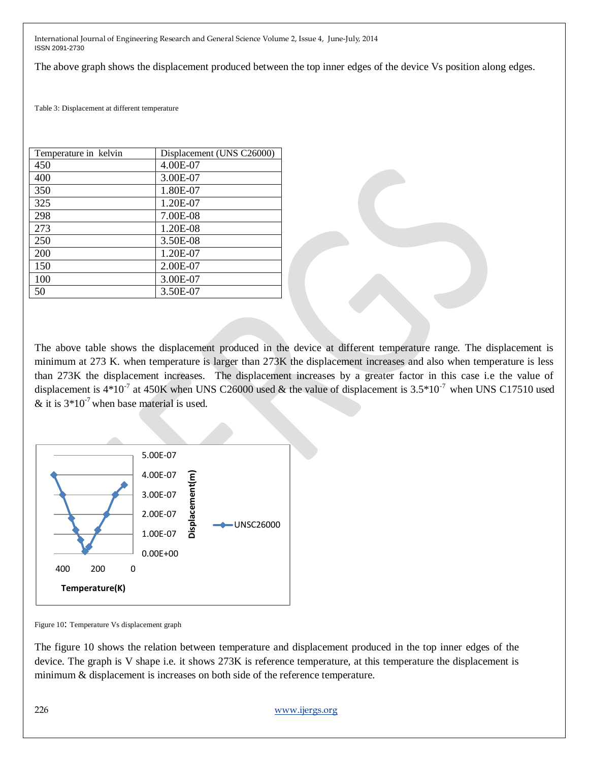The above graph shows the displacement produced between the top inner edges of the device Vs position along edges.

Table 3: Displacement at different temperature

| Temperature in kelvin | Displacement (UNS C26000) |
|---|---|
| 450 | 4.00E-07 |
| 400 | 3.00E-07 |
| 350 | 1.80E-07 |
| 325 | 1.20E-07 |
| 298 | 7.00E-08 |
| 273 | 1.20E-08 |
| 250 | 3.50E-08 |
| 200 | 1.20E-07 |
| 150 | 2.00E-07 |
| 100 | 3.00E-07 |
| 50 | 3.50E-07 |

The above table shows the displacement produced in the device at different temperature range. The displacement is minimum at 273 K. when temperature is larger than 273K the displacement increases and also when temperature is less than 273K the displacement increases. The displacement increases by a greater factor in this case i.e the value of displacement is $4*10^{-7}$ at 450K when UNS C26000 used & the value of displacement is $3.5*10^{-7}$ when UNS C17510 used & it is $3*10^{-7}$ when base material is used.

Figure 10: Temperature Vs displacement graph

The figure 10 shows the relation between temperature and displacement produced in the top inner edges of the device. The graph is V shape i.e. it shows 273K is reference temperature, at this temperature the displacement is minimum & displacement is increases on both side of the reference temperature.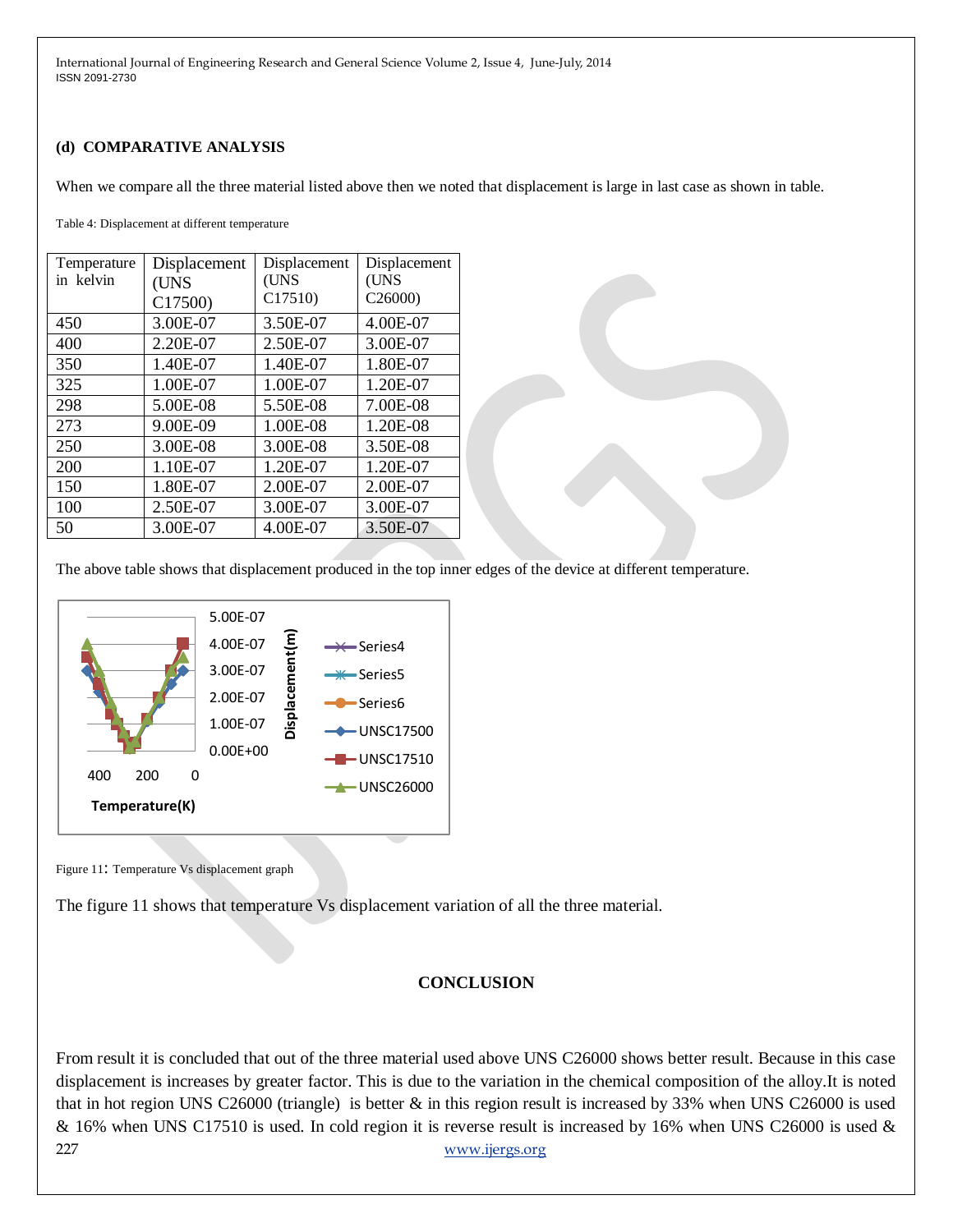### (d) COMPARATIVE ANALYSIS

When we compare all the three material listed above then we noted that displacement is large in last case as shown in table.

Table 4: Displacement at different temperature

| Temperature in kelvin | Displacement (UNS C17500) | Displacement (UNS C17510) | Displacement (UNS C26000) |
|---|---|---|---|
| 450 | 3.00E-07 | 3.50E-07 | 4.00E-07 |
| 400 | 2.20E-07 | 2.50E-07 | 3.00E-07 |
| 350 | 1.40E-07 | 1.40E-07 | 1.80E-07 |
| 325 | 1.00E-07 | 1.00E-07 | 1.20E-07 |
| 298 | 5.00E-08 | 5.50E-08 | 7.00E-08 |
| 273 | 9.00E-09 | 1.00E-08 | 1.20E-08 |
| 250 | 3.00E-08 | 3.00E-08 | 3.50E-08 |
| 200 | 1.10E-07 | 1.20E-07 | 1.20E-07 |
| 150 | 1.80E-07 | 2.00E-07 | 2.00E-07 |
| 100 | 2.50E-07 | 3.00E-07 | 3.00E-07 |
| 50 | 3.00E-07 | 4.00E-07 | 3.50E-07 |

The above table shows that displacement produced in the top inner edges of the device at different temperature.

Figure 11: Temperature Vs displacement graph

The figure 11 shows that temperature Vs displacement variation of all the three material.

## CONCLUSION

From result it is concluded that out of the three material used above UNS C26000 shows better result. Because in this case displacement is increases by greater factor. This is due to the variation in the chemical composition of the alloy.It is noted that in hot region UNS C26000 (triangle) is better & in this region result is increased by 33% when UNS C26000 is used & 16% when UNS C17510 is used. In cold region it is reverse result is increased by 16% when UNS C26000 is used &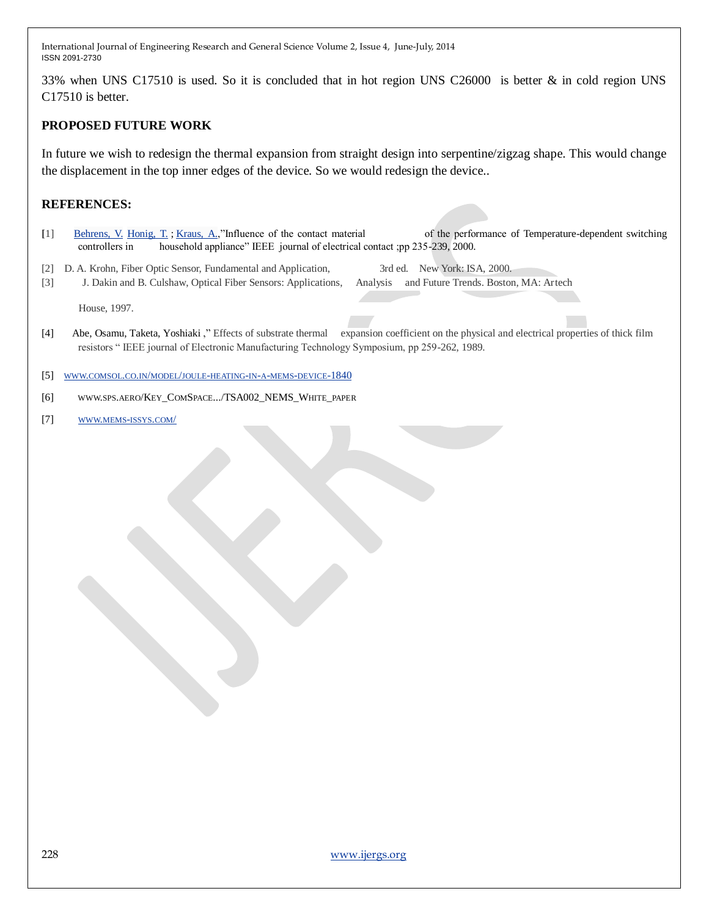33% when UNS C17510 is used. So it is concluded that in hot region UNS C26000 is better & in cold region UNS C17510 is better.

## PROPOSED FUTURE WORK

In future we wish to redesign the thermal expansion from straight design into serpentine/zigzag shape. This would change the displacement in the top inner edges of the device. So we would redesign the device..

## REFERENCES:

[1] Behrens, V. Honig, T. ; Kraus, A.,"Influence of the contact material of the performance of Temperature-dependent switching controllers in household appliance" IEEE journal of electrical contact ;pp 235-239, 2000.

[2] D. A. Krohn, Fiber Optic Sensor, Fundamental and Application, 3rd ed. New York: ISA, 2000.

[3] J. Dakin and B. Culshaw, Optical Fiber Sensors: Applications, Analysis and Future Trends. Boston, MA: Artech House, 1997.

[4] Abe, Osamu, Taketa, Yoshiaki ," Effects of substrate thermal expansion coefficient on the physical and electrical properties of thick film resistors " IEEE journal of Electronic Manufacturing Technology Symposium, pp 259-262, 1989.

[5] WWW.COMSOL.CO.IN/MODEL/JOULE-HEATING-IN-A-MEMS-DEVICE-1840

[6] WWW.SPS.AERO/KEY_COMSPACE.../TSA002_NEMS_WHITE_PAPER

[7] WWW.MEMS-ISSYS.COM/